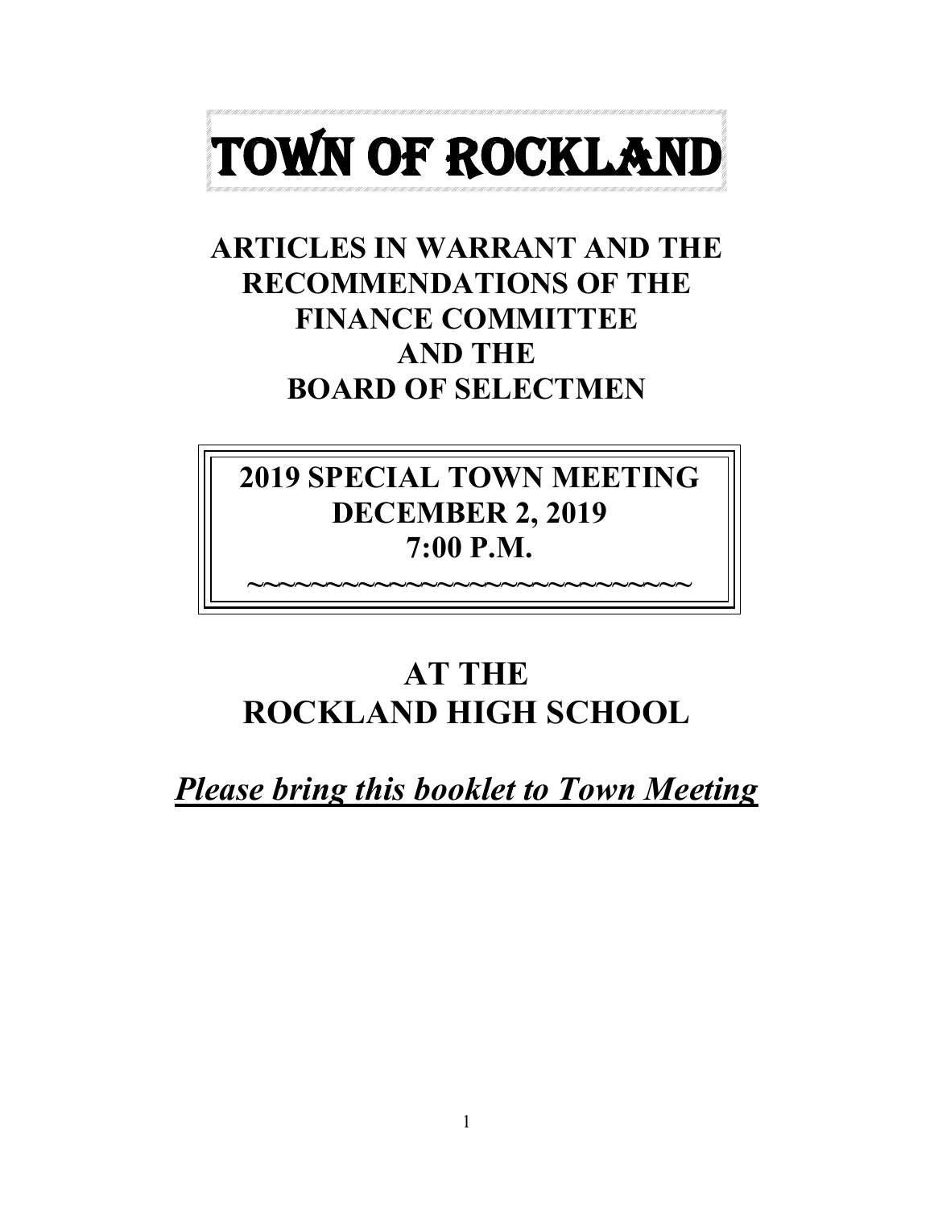# TOWN OF ROCKLAND

## ARTICLES IN WARRANT AND THE RECOMMENDATIONS OF THE FINANCE COMMITTEE AND THE BOARD OF SELECTMEN

## 2019 SPECIAL TOWN MEETING
## DECEMBER 2, 2019
## 7:00 P.M.

~~~~~~~~~~~~~~~~~~~~~~~~~~~~~~

## AT THE ROCKLAND HIGH SCHOOL

***Please bring this booklet to Town Meeting***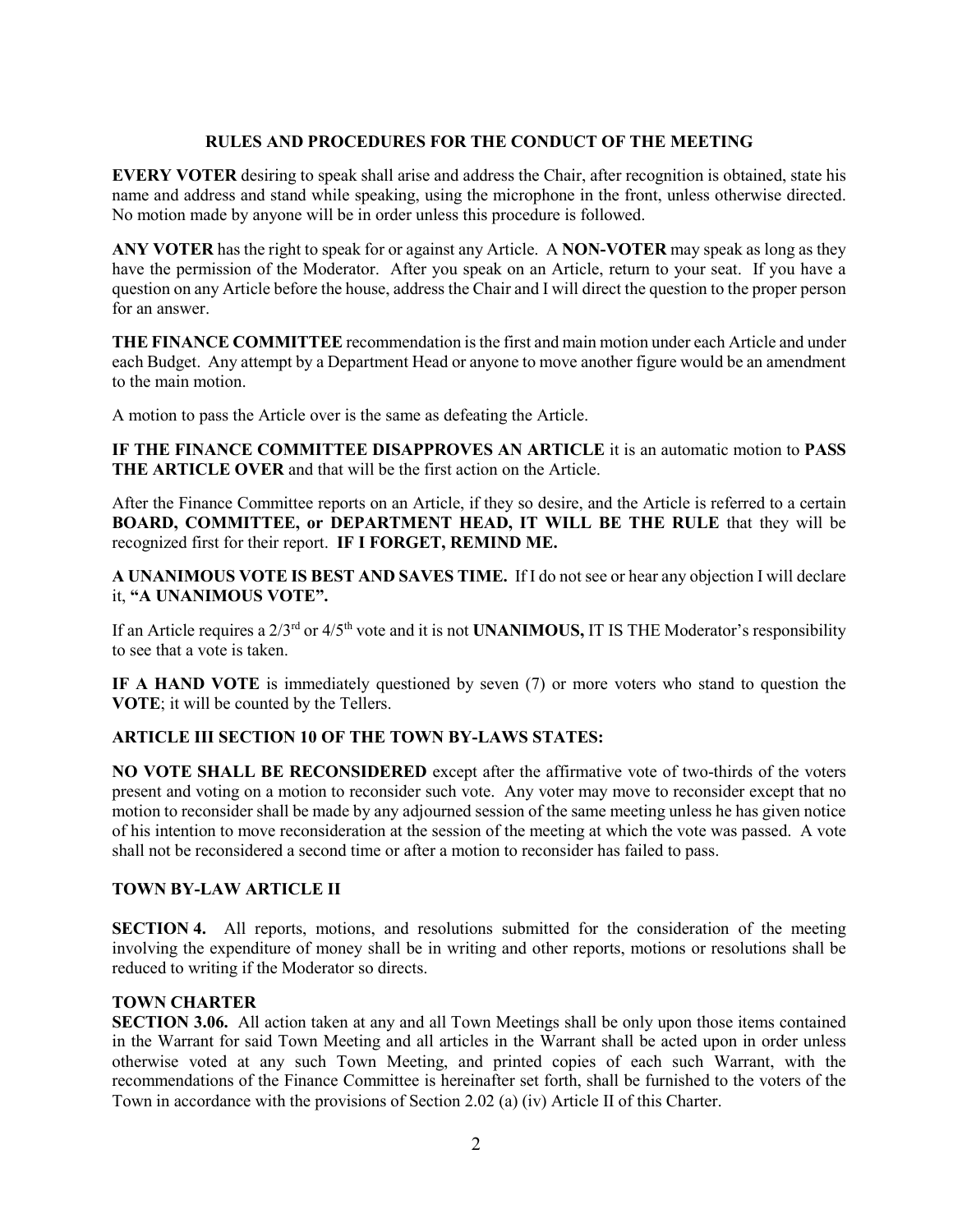## RULES AND PROCEDURES FOR THE CONDUCT OF THE MEETING

**EVERY VOTER** desiring to speak shall arise and address the Chair, after recognition is obtained, state his name and address and stand while speaking, using the microphone in the front, unless otherwise directed. No motion made by anyone will be in order unless this procedure is followed.

**ANY VOTER** has the right to speak for or against any Article. A **NON-VOTER** may speak as long as they have the permission of the Moderator. After you speak on an Article, return to your seat. If you have a question on any Article before the house, address the Chair and I will direct the question to the proper person for an answer.

**THE FINANCE COMMITTEE** recommendation is the first and main motion under each Article and under each Budget. Any attempt by a Department Head or anyone to move another figure would be an amendment to the main motion.

A motion to pass the Article over is the same as defeating the Article.

**IF THE FINANCE COMMITTEE DISAPPROVES AN ARTICLE** it is an automatic motion to **PASS THE ARTICLE OVER** and that will be the first action on the Article.

After the Finance Committee reports on an Article, if they so desire, and the Article is referred to a certain **BOARD, COMMITTEE, or DEPARTMENT HEAD, IT WILL BE THE RULE** that they will be recognized first for their report. **IF I FORGET, REMIND ME.**

**A UNANIMOUS VOTE IS BEST AND SAVES TIME.** If I do not see or hear any objection I will declare it, **"A UNANIMOUS VOTE".**

If an Article requires a 2/3rd or 4/5th vote and it is not **UNANIMOUS,** IT IS THE Moderator's responsibility to see that a vote is taken.

**IF A HAND VOTE** is immediately questioned by seven (7) or more voters who stand to question the **VOTE**; it will be counted by the Tellers.

**ARTICLE III SECTION 10 OF THE TOWN BY-LAWS STATES:**

**NO VOTE SHALL BE RECONSIDERED** except after the affirmative vote of two-thirds of the voters present and voting on a motion to reconsider such vote. Any voter may move to reconsider except that no motion to reconsider shall be made by any adjourned session of the same meeting unless he has given notice of his intention to move reconsideration at the session of the meeting at which the vote was passed. A vote shall not be reconsidered a second time or after a motion to reconsider has failed to pass.

**TOWN BY-LAW ARTICLE II**

**SECTION 4.** All reports, motions, and resolutions submitted for the consideration of the meeting involving the expenditure of money shall be in writing and other reports, motions or resolutions shall be reduced to writing if the Moderator so directs.

**TOWN CHARTER**

**SECTION 3.06.** All action taken at any and all Town Meetings shall be only upon those items contained in the Warrant for said Town Meeting and all articles in the Warrant shall be acted upon in order unless otherwise voted at any such Town Meeting, and printed copies of each such Warrant, with the recommendations of the Finance Committee is hereinafter set forth, shall be furnished to the voters of the Town in accordance with the provisions of Section 2.02 (a) (iv) Article II of this Charter.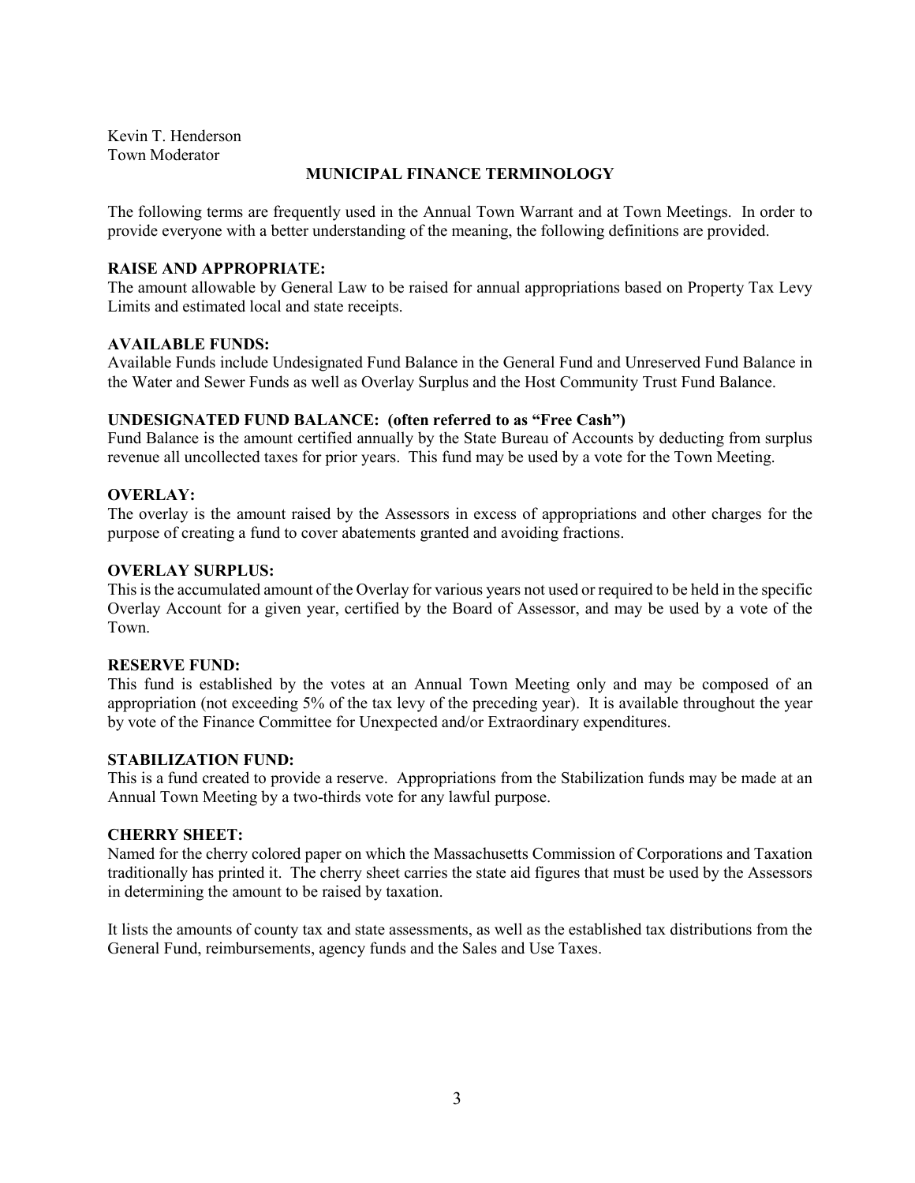Kevin T. Henderson
Town Moderator

## MUNICIPAL FINANCE TERMINOLOGY

The following terms are frequently used in the Annual Town Warrant and at Town Meetings. In order to provide everyone with a better understanding of the meaning, the following definitions are provided.

**RAISE AND APPROPRIATE:**
The amount allowable by General Law to be raised for annual appropriations based on Property Tax Levy Limits and estimated local and state receipts.

**AVAILABLE FUNDS:**
Available Funds include Undesignated Fund Balance in the General Fund and Unreserved Fund Balance in the Water and Sewer Funds as well as Overlay Surplus and the Host Community Trust Fund Balance.

**UNDESIGNATED FUND BALANCE: (often referred to as "Free Cash")**
Fund Balance is the amount certified annually by the State Bureau of Accounts by deducting from surplus revenue all uncollected taxes for prior years. This fund may be used by a vote for the Town Meeting.

**OVERLAY:**
The overlay is the amount raised by the Assessors in excess of appropriations and other charges for the purpose of creating a fund to cover abatements granted and avoiding fractions.

**OVERLAY SURPLUS:**
This is the accumulated amount of the Overlay for various years not used or required to be held in the specific Overlay Account for a given year, certified by the Board of Assessor, and may be used by a vote of the Town.

**RESERVE FUND:**
This fund is established by the votes at an Annual Town Meeting only and may be composed of an appropriation (not exceeding 5% of the tax levy of the preceding year). It is available throughout the year by vote of the Finance Committee for Unexpected and/or Extraordinary expenditures.

**STABILIZATION FUND:**
This is a fund created to provide a reserve. Appropriations from the Stabilization funds may be made at an Annual Town Meeting by a two-thirds vote for any lawful purpose.

**CHERRY SHEET:**
Named for the cherry colored paper on which the Massachusetts Commission of Corporations and Taxation traditionally has printed it. The cherry sheet carries the state aid figures that must be used by the Assessors in determining the amount to be raised by taxation.

It lists the amounts of county tax and state assessments, as well as the established tax distributions from the General Fund, reimbursements, agency funds and the Sales and Use Taxes.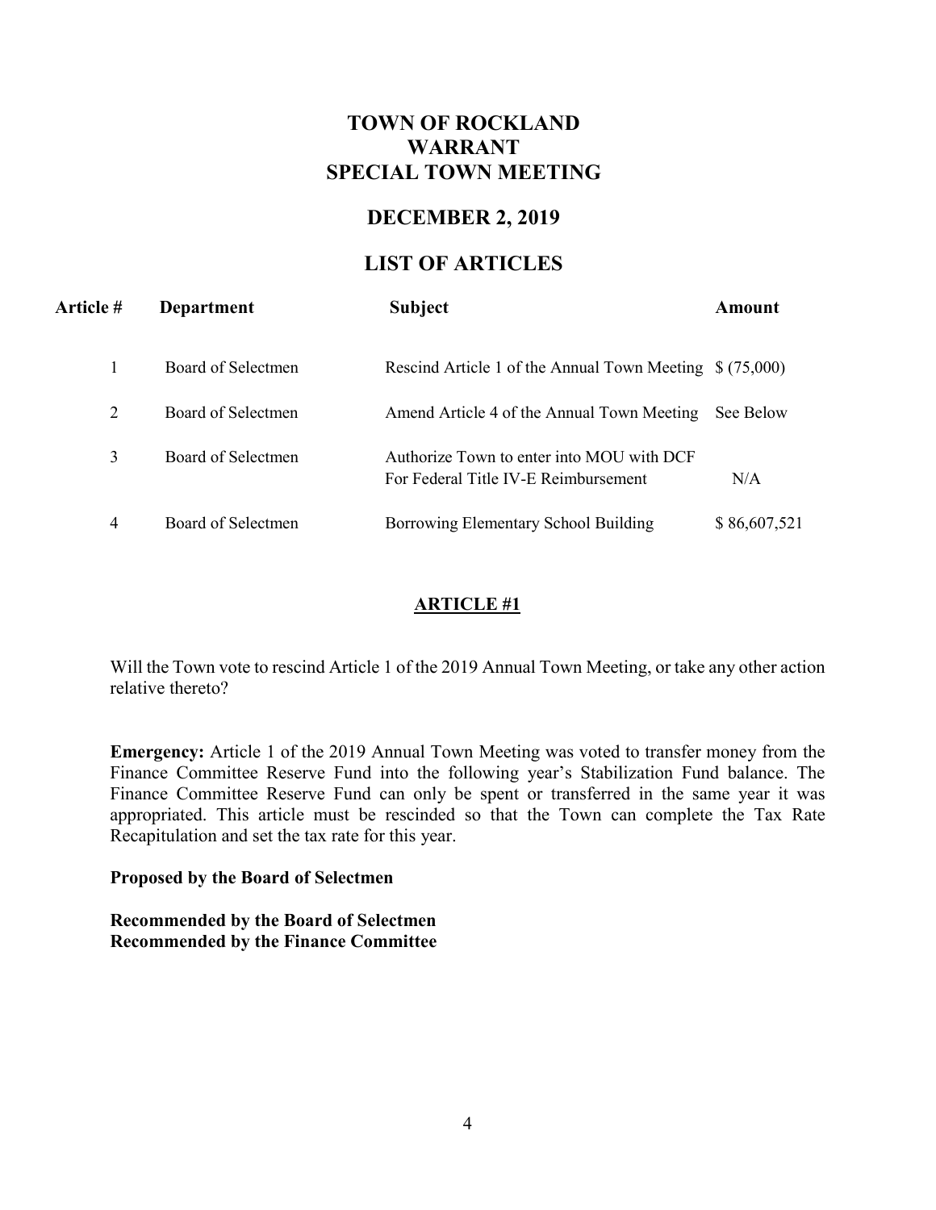# TOWN OF ROCKLAND
# WARRANT
# SPECIAL TOWN MEETING

## DECEMBER 2, 2019

## LIST OF ARTICLES

| Article # | Department | Subject | Amount |
| --- | --- | --- | --- |
| 1 | Board of Selectmen | Rescind Article 1 of the Annual Town Meeting | $ (75,000) |
| 2 | Board of Selectmen | Amend Article 4 of the Annual Town Meeting | See Below |
| 3 | Board of Selectmen | Authorize Town to enter into MOU with DCF For Federal Title IV-E Reimbursement | N/A |
| 4 | Board of Selectmen | Borrowing Elementary School Building | $ 86,607,521 |

### ARTICLE #1

Will the Town vote to rescind Article 1 of the 2019 Annual Town Meeting, or take any other action relative thereto?

**Emergency:** Article 1 of the 2019 Annual Town Meeting was voted to transfer money from the Finance Committee Reserve Fund into the following year's Stabilization Fund balance. The Finance Committee Reserve Fund can only be spent or transferred in the same year it was appropriated. This article must be rescinded so that the Town can complete the Tax Rate Recapitulation and set the tax rate for this year.

**Proposed by the Board of Selectmen**

**Recommended by the Board of Selectmen**
**Recommended by the Finance Committee**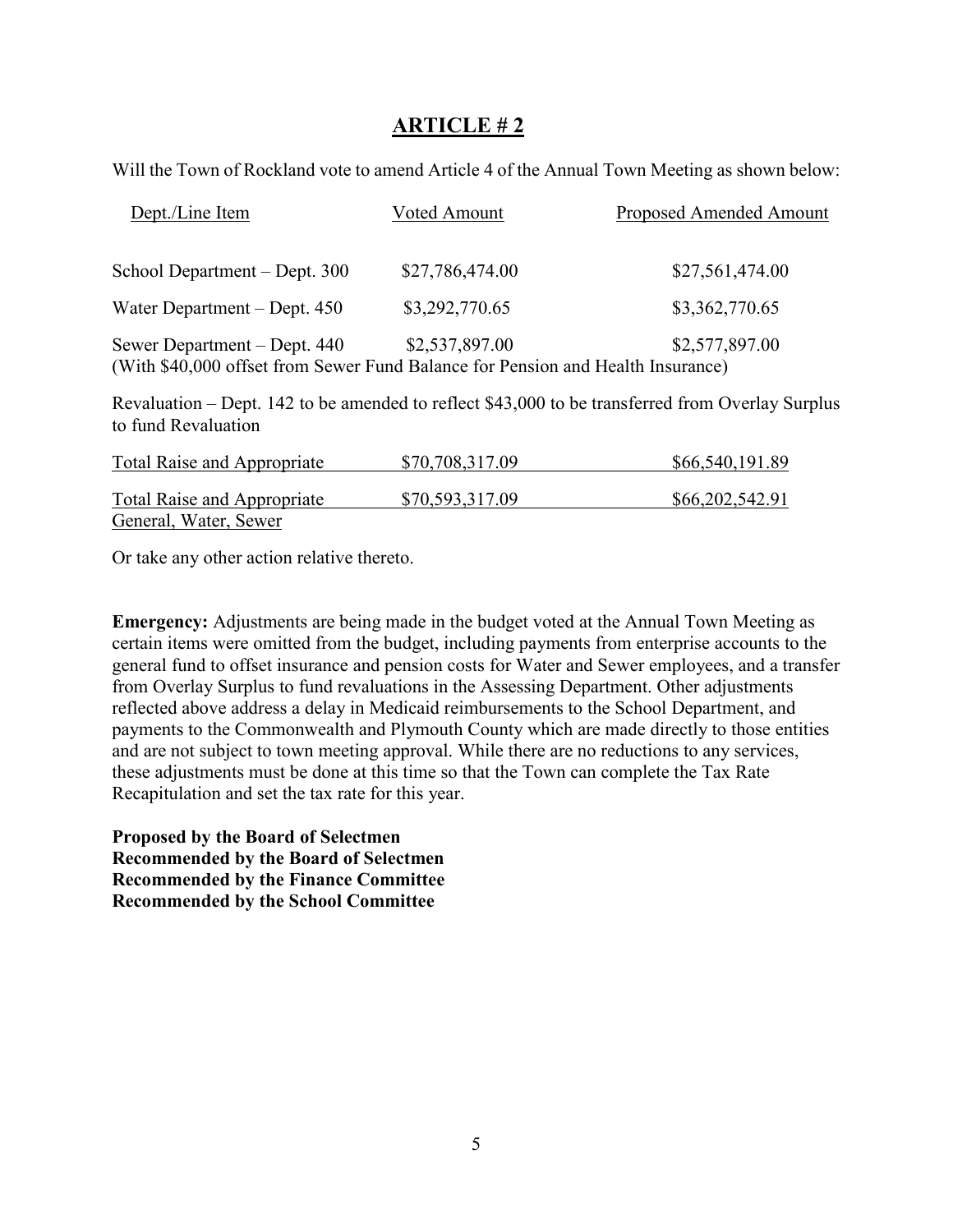## ARTICLE # 2

Will the Town of Rockland vote to amend Article 4 of the Annual Town Meeting as shown below:

| Dept./Line Item | Voted Amount | Proposed Amended Amount |
|---|---|---|
| School Department – Dept. 300 | $27,786,474.00 | $27,561,474.00 |
| Water Department – Dept. 450 | $3,292,770.65 | $3,362,770.65 |
| Sewer Department – Dept. 440 | $2,537,897.00 | $2,577,897.00 |

(With $40,000 offset from Sewer Fund Balance for Pension and Health Insurance)

Revaluation – Dept. 142 to be amended to reflect $43,000 to be transferred from Overlay Surplus to fund Revaluation

| | | |
|---|---|---|
| Total Raise and Appropriate | $70,708,317.09 | $66,540,191.89 |
| Total Raise and Appropriate General, Water, Sewer | $70,593,317.09 | $66,202,542.91 |

Or take any other action relative thereto.

**Emergency:** Adjustments are being made in the budget voted at the Annual Town Meeting as certain items were omitted from the budget, including payments from enterprise accounts to the general fund to offset insurance and pension costs for Water and Sewer employees, and a transfer from Overlay Surplus to fund revaluations in the Assessing Department. Other adjustments reflected above address a delay in Medicaid reimbursements to the School Department, and payments to the Commonwealth and Plymouth County which are made directly to those entities and are not subject to town meeting approval. While there are no reductions to any services, these adjustments must be done at this time so that the Town can complete the Tax Rate Recapitulation and set the tax rate for this year.

**Proposed by the Board of Selectmen**
**Recommended by the Board of Selectmen**
**Recommended by the Finance Committee**
**Recommended by the School Committee**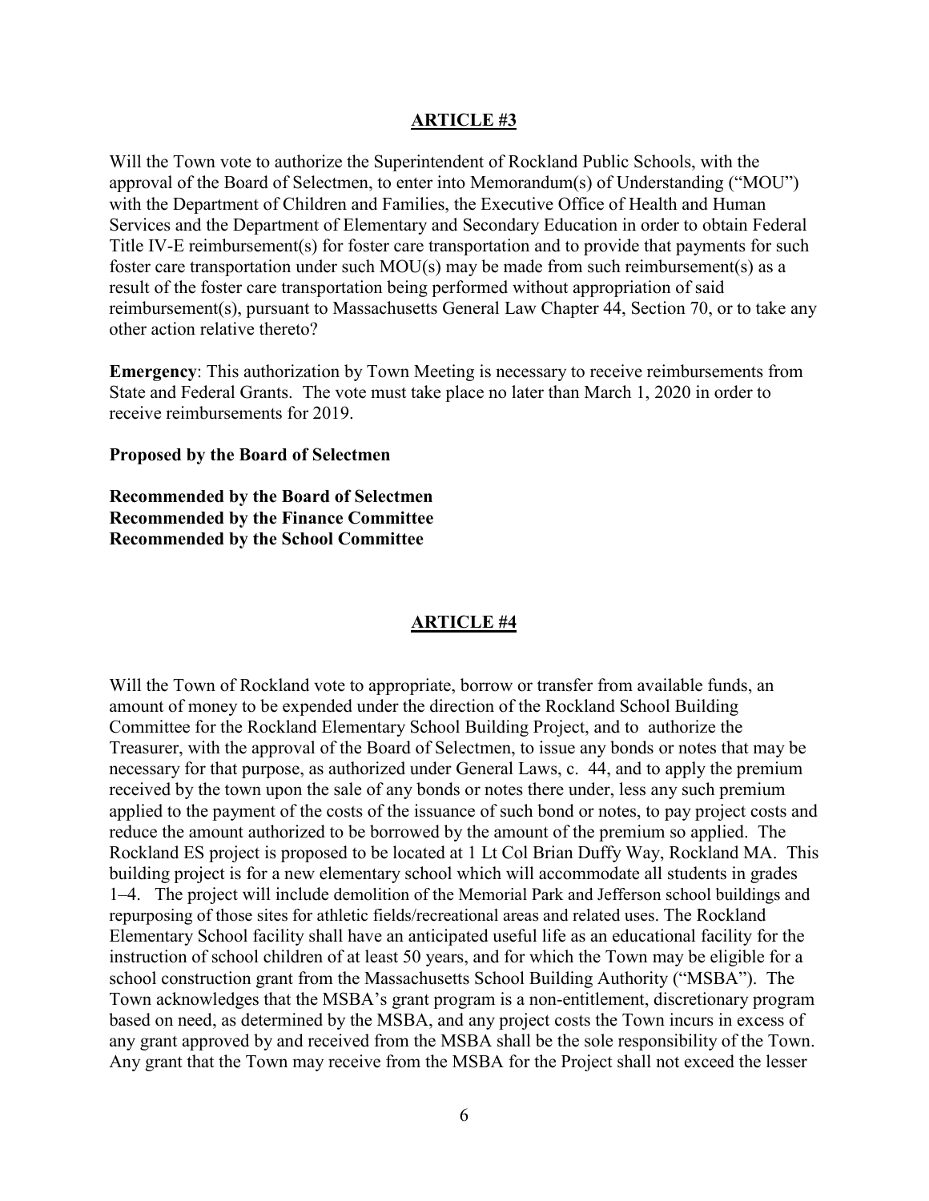## ARTICLE #3

Will the Town vote to authorize the Superintendent of Rockland Public Schools, with the approval of the Board of Selectmen, to enter into Memorandum(s) of Understanding ("MOU") with the Department of Children and Families, the Executive Office of Health and Human Services and the Department of Elementary and Secondary Education in order to obtain Federal Title IV-E reimbursement(s) for foster care transportation and to provide that payments for such foster care transportation under such MOU(s) may be made from such reimbursement(s) as a result of the foster care transportation being performed without appropriation of said reimbursement(s), pursuant to Massachusetts General Law Chapter 44, Section 70, or to take any other action relative thereto?

**Emergency**: This authorization by Town Meeting is necessary to receive reimbursements from State and Federal Grants. The vote must take place no later than March 1, 2020 in order to receive reimbursements for 2019.

**Proposed by the Board of Selectmen**

**Recommended by the Board of Selectmen**
**Recommended by the Finance Committee**
**Recommended by the School Committee**

## ARTICLE #4

Will the Town of Rockland vote to appropriate, borrow or transfer from available funds, an amount of money to be expended under the direction of the Rockland School Building Committee for the Rockland Elementary School Building Project, and to authorize the Treasurer, with the approval of the Board of Selectmen, to issue any bonds or notes that may be necessary for that purpose, as authorized under General Laws, c. 44, and to apply the premium received by the town upon the sale of any bonds or notes there under, less any such premium applied to the payment of the costs of the issuance of such bond or notes, to pay project costs and reduce the amount authorized to be borrowed by the amount of the premium so applied. The Rockland ES project is proposed to be located at 1 Lt Col Brian Duffy Way, Rockland MA. This building project is for a new elementary school which will accommodate all students in grades 1–4. The project will include demolition of the Memorial Park and Jefferson school buildings and repurposing of those sites for athletic fields/recreational areas and related uses. The Rockland Elementary School facility shall have an anticipated useful life as an educational facility for the instruction of school children of at least 50 years, and for which the Town may be eligible for a school construction grant from the Massachusetts School Building Authority ("MSBA"). The Town acknowledges that the MSBA's grant program is a non-entitlement, discretionary program based on need, as determined by the MSBA, and any project costs the Town incurs in excess of any grant approved by and received from the MSBA shall be the sole responsibility of the Town. Any grant that the Town may receive from the MSBA for the Project shall not exceed the lesser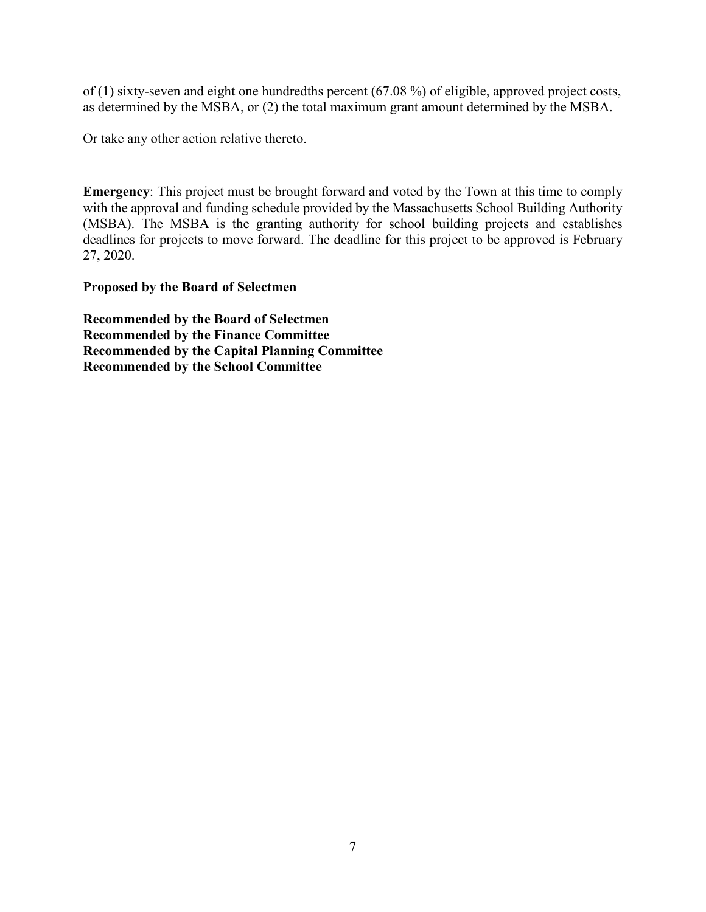of (1) sixty-seven and eight one hundredths percent (67.08 %) of eligible, approved project costs, as determined by the MSBA, or (2) the total maximum grant amount determined by the MSBA.

Or take any other action relative thereto.

**Emergency**: This project must be brought forward and voted by the Town at this time to comply with the approval and funding schedule provided by the Massachusetts School Building Authority (MSBA). The MSBA is the granting authority for school building projects and establishes deadlines for projects to move forward. The deadline for this project to be approved is February 27, 2020.

**Proposed by the Board of Selectmen**

**Recommended by the Board of Selectmen**
**Recommended by the Finance Committee**
**Recommended by the Capital Planning Committee**
**Recommended by the School Committee**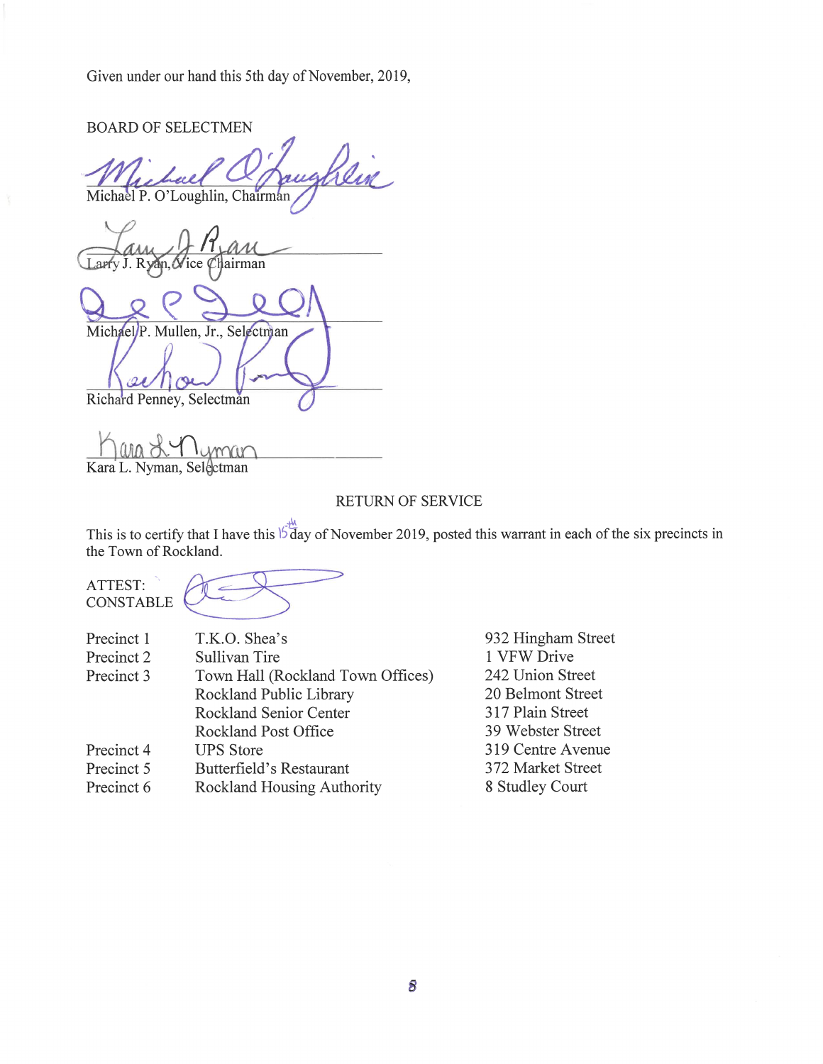Given under our hand this 5th day of November, 2019,

BOARD OF SELECTMEN

Michael P. O'Loughlin, Chairman

Larry J. Ryan, Vice Chairman

Michael P. Mullen, Jr., Selectman

Richard Penney, Selectman

Kara L. Nyman, Selectman

RETURN OF SERVICE

This is to certify that I have this 15th day of November 2019, posted this warrant in each of the six precincts in the Town of Rockland.

ATTEST:
CONSTABLE

| | | |
|---|---|---|
| Precinct 1 | T.K.O. Shea's | 932 Hingham Street |
| Precinct 2 | Sullivan Tire | 1 VFW Drive |
| Precinct 3 | Town Hall (Rockland Town Offices) | 242 Union Street |
| | Rockland Public Library | 20 Belmont Street |
| | Rockland Senior Center | 317 Plain Street |
| | Rockland Post Office | 39 Webster Street |
| Precinct 4 | UPS Store | 319 Centre Avenue |
| Precinct 5 | Butterfield's Restaurant | 372 Market Street |
| Precinct 6 | Rockland Housing Authority | 8 Studley Court |